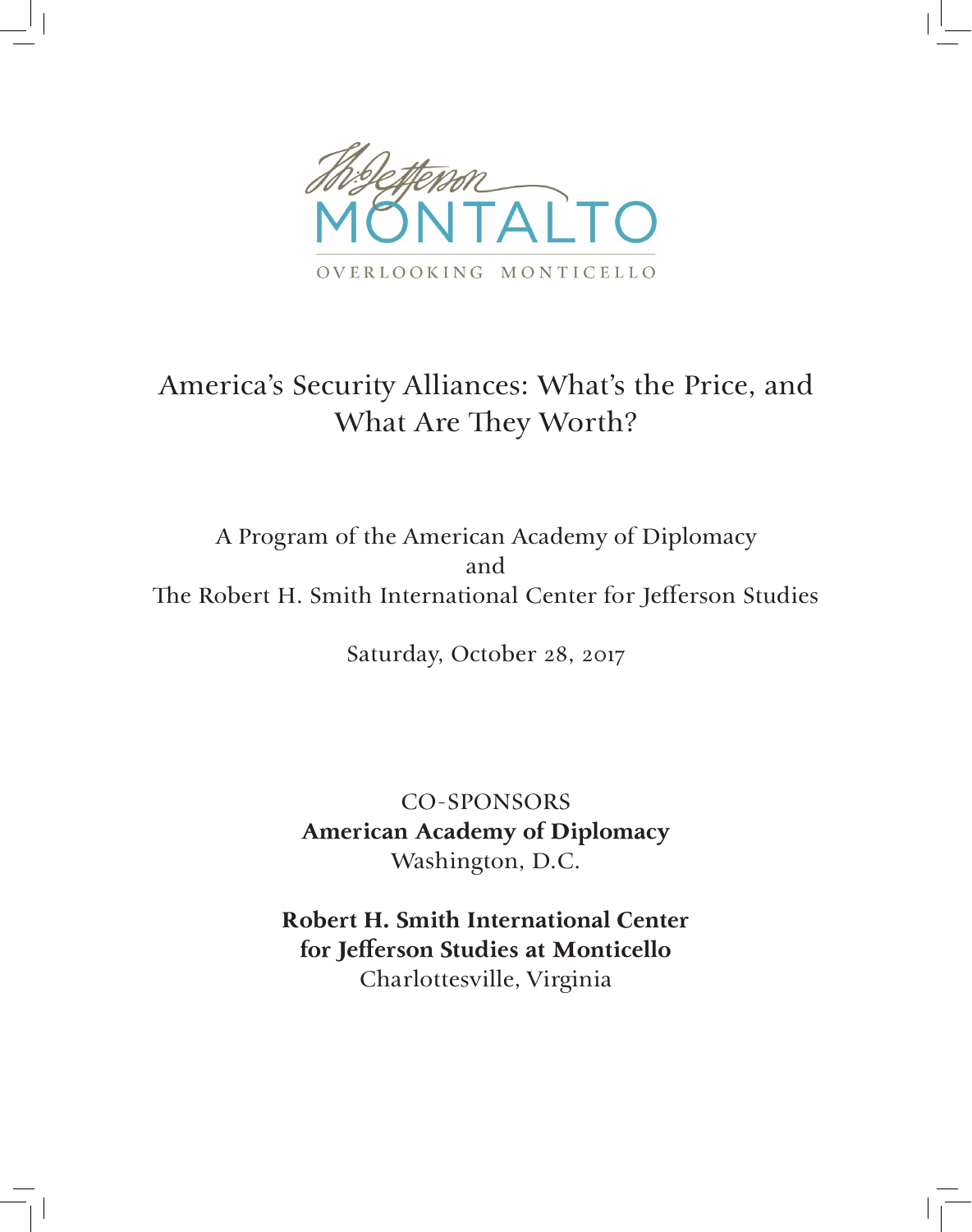Th: Jefferson
MONTALTO
OVERLOOKING MONTICELLO

# America's Security Alliances: What's the Price, and What Are They Worth?

A Program of the American Academy of Diplomacy
and
The Robert H. Smith International Center for Jefferson Studies

Saturday, October 28, 2017

CO-SPONSORS

**American Academy of Diplomacy**
Washington, D.C.

**Robert H. Smith International Center for Jefferson Studies at Monticello**
Charlottesville, Virginia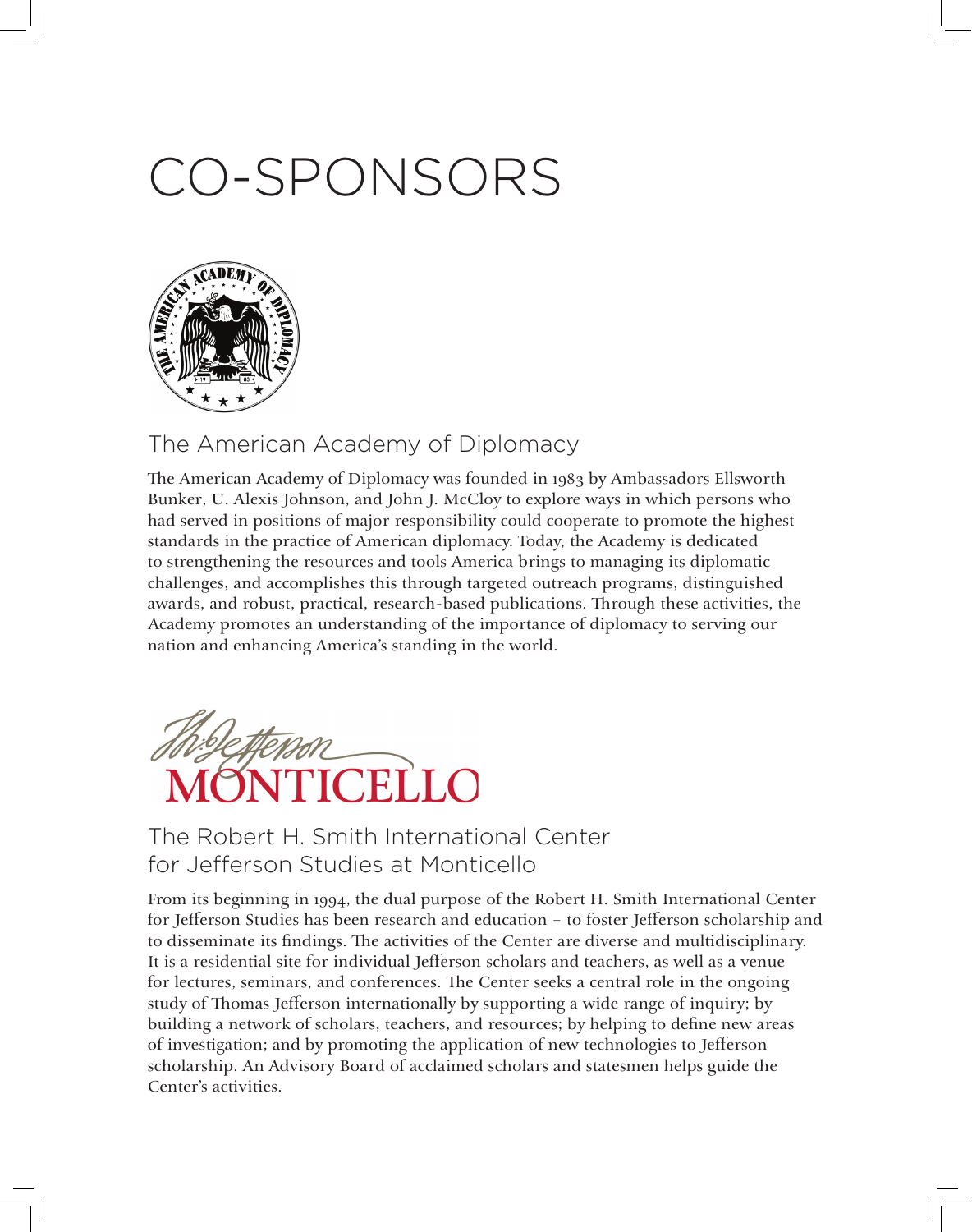# CO-SPONSORS

## The American Academy of Diplomacy

The American Academy of Diplomacy was founded in 1983 by Ambassadors Ellsworth Bunker, U. Alexis Johnson, and John J. McCloy to explore ways in which persons who had served in positions of major responsibility could cooperate to promote the highest standards in the practice of American diplomacy. Today, the Academy is dedicated to strengthening the resources and tools America brings to managing its diplomatic challenges, and accomplishes this through targeted outreach programs, distinguished awards, and robust, practical, research-based publications. Through these activities, the Academy promotes an understanding of the importance of diplomacy to serving our nation and enhancing America's standing in the world.

## The Robert H. Smith International Center for Jefferson Studies at Monticello

From its beginning in 1994, the dual purpose of the Robert H. Smith International Center for Jefferson Studies has been research and education – to foster Jefferson scholarship and to disseminate its findings. The activities of the Center are diverse and multidisciplinary. It is a residential site for individual Jefferson scholars and teachers, as well as a venue for lectures, seminars, and conferences. The Center seeks a central role in the ongoing study of Thomas Jefferson internationally by supporting a wide range of inquiry; by building a network of scholars, teachers, and resources; by helping to define new areas of investigation; and by promoting the application of new technologies to Jefferson scholarship. An Advisory Board of acclaimed scholars and statesmen helps guide the Center's activities.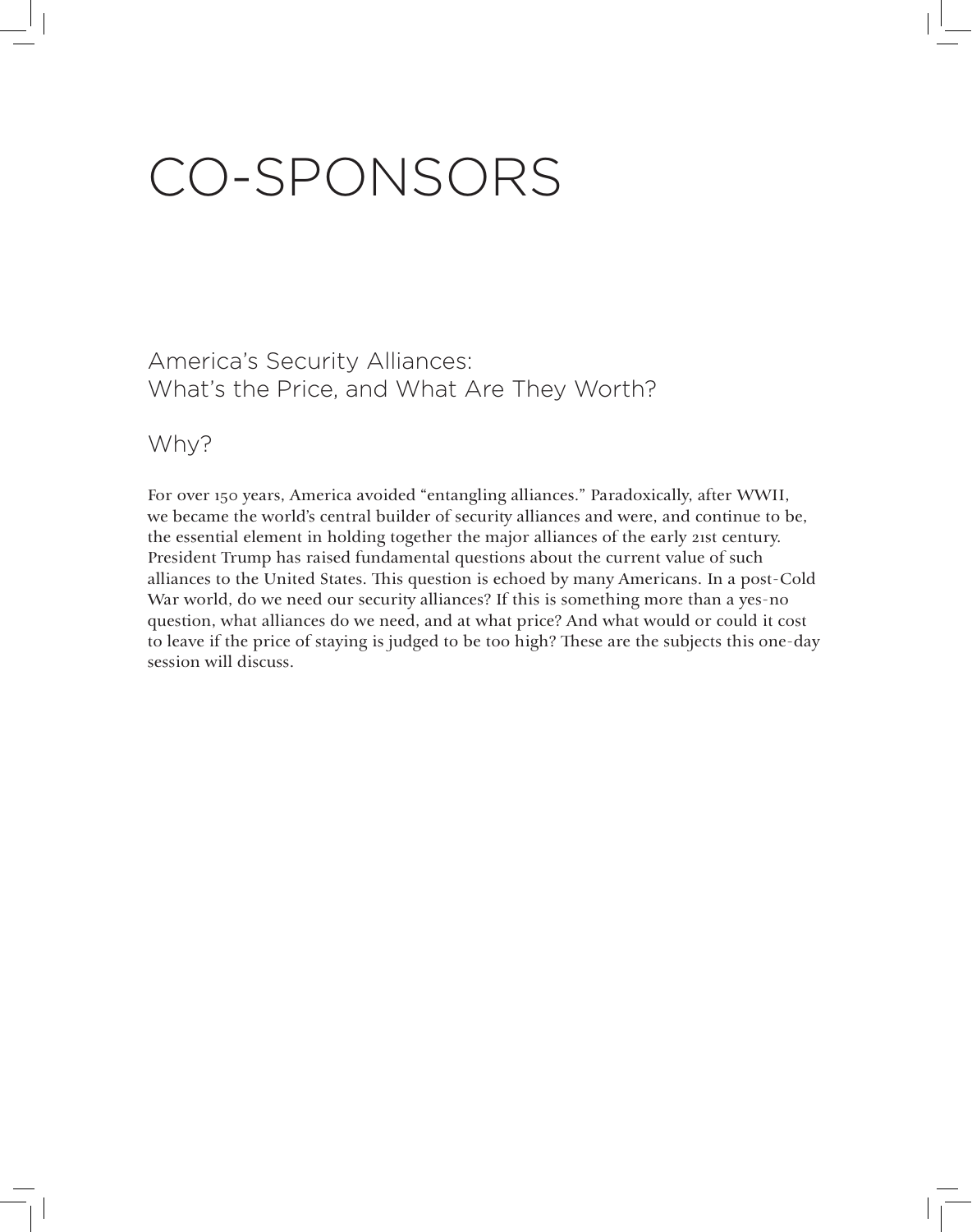# CO-SPONSORS

## America's Security Alliances: What's the Price, and What Are They Worth?

## Why?

For over 150 years, America avoided "entangling alliances." Paradoxically, after WWII, we became the world's central builder of security alliances and were, and continue to be, the essential element in holding together the major alliances of the early 21st century. President Trump has raised fundamental questions about the current value of such alliances to the United States. This question is echoed by many Americans. In a post-Cold War world, do we need our security alliances? If this is something more than a yes-no question, what alliances do we need, and at what price? And what would or could it cost to leave if the price of staying is judged to be too high? These are the subjects this one-day session will discuss.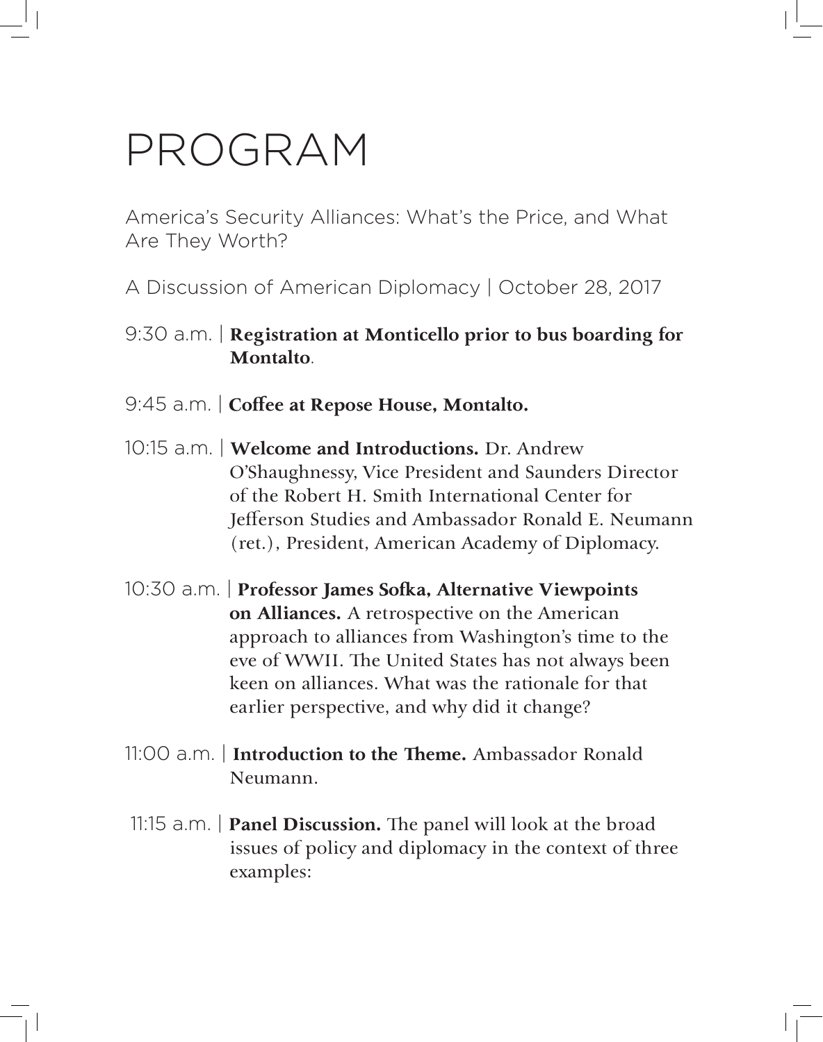# PROGRAM

America's Security Alliances: What's the Price, and What Are They Worth?

A Discussion of American Diplomacy | October 28, 2017

9:30 a.m. | **Registration at Monticello prior to bus boarding for Montalto**.

9:45 a.m. | **Coffee at Repose House, Montalto.**

10:15 a.m. | **Welcome and Introductions.** Dr. Andrew O'Shaughnessy, Vice President and Saunders Director of the Robert H. Smith International Center for Jefferson Studies and Ambassador Ronald E. Neumann (ret.), President, American Academy of Diplomacy.

10:30 a.m. | **Professor James Sofka, Alternative Viewpoints on Alliances.** A retrospective on the American approach to alliances from Washington's time to the eve of WWII. The United States has not always been keen on alliances. What was the rationale for that earlier perspective, and why did it change?

11:00 a.m. | **Introduction to the Theme.** Ambassador Ronald Neumann.

11:15 a.m. | **Panel Discussion.** The panel will look at the broad issues of policy and diplomacy in the context of three examples: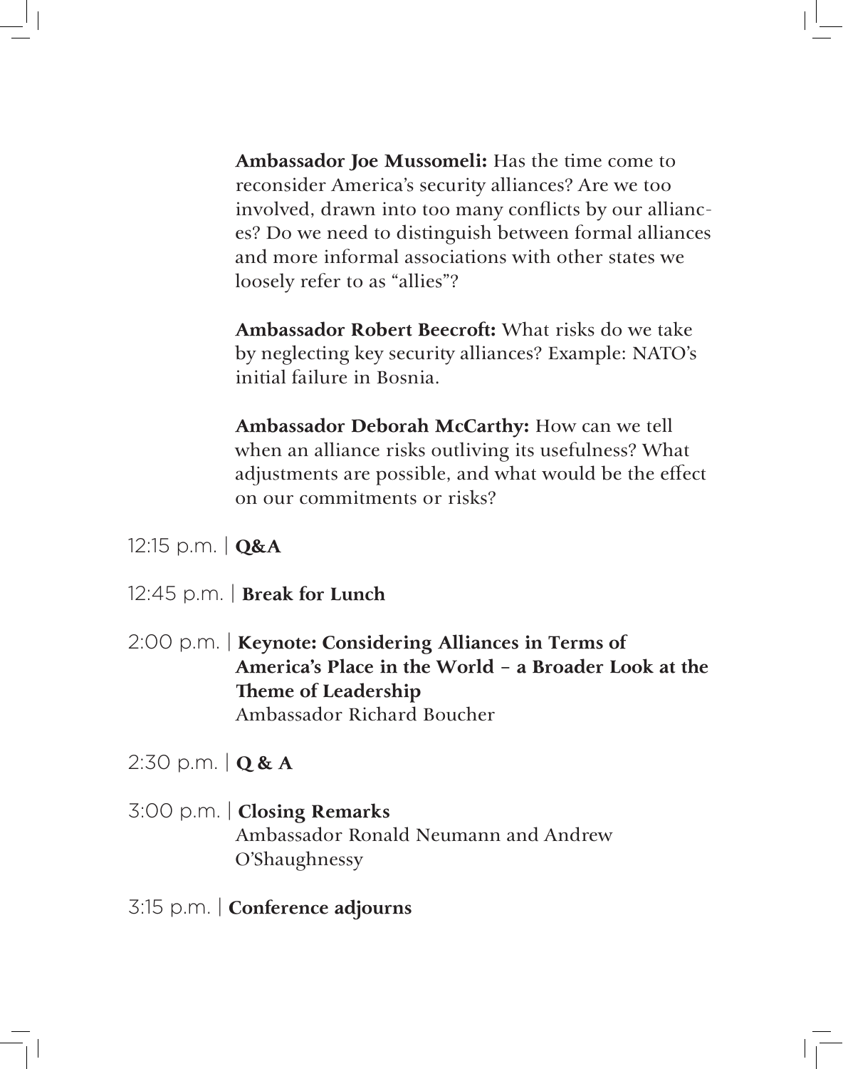**Ambassador Joe Mussomeli:** Has the time come to reconsider America's security alliances? Are we too involved, drawn into too many conflicts by our alliances? Do we need to distinguish between formal alliances and more informal associations with other states we loosely refer to as "allies"?

**Ambassador Robert Beecroft:** What risks do we take by neglecting key security alliances? Example: NATO's initial failure in Bosnia.

**Ambassador Deborah McCarthy:** How can we tell when an alliance risks outliving its usefulness? What adjustments are possible, and what would be the effect on our commitments or risks?

12:15 p.m. | **Q&A**

12:45 p.m. | **Break for Lunch**

2:00 p.m. | **Keynote: Considering Alliances in Terms of America's Place in the World – a Broader Look at the Theme of Leadership**
Ambassador Richard Boucher

2:30 p.m. | **Q & A**

3:00 p.m. | **Closing Remarks**
Ambassador Ronald Neumann and Andrew O'Shaughnessy

3:15 p.m. | **Conference adjourns**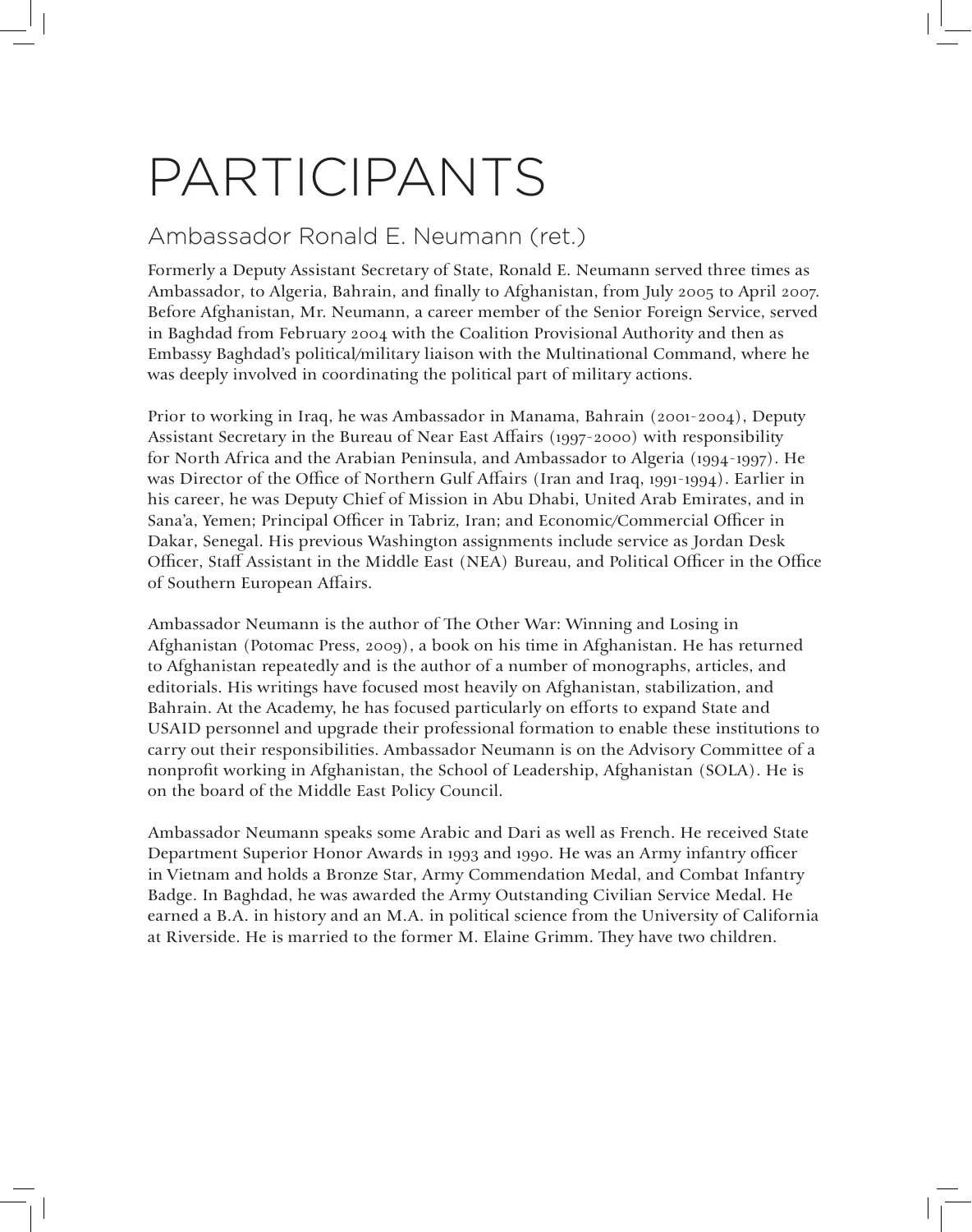# PARTICIPANTS

## Ambassador Ronald E. Neumann (ret.)

Formerly a Deputy Assistant Secretary of State, Ronald E. Neumann served three times as Ambassador, to Algeria, Bahrain, and finally to Afghanistan, from July 2005 to April 2007. Before Afghanistan, Mr. Neumann, a career member of the Senior Foreign Service, served in Baghdad from February 2004 with the Coalition Provisional Authority and then as Embassy Baghdad's political/military liaison with the Multinational Command, where he was deeply involved in coordinating the political part of military actions.

Prior to working in Iraq, he was Ambassador in Manama, Bahrain (2001-2004), Deputy Assistant Secretary in the Bureau of Near East Affairs (1997-2000) with responsibility for North Africa and the Arabian Peninsula, and Ambassador to Algeria (1994-1997). He was Director of the Office of Northern Gulf Affairs (Iran and Iraq, 1991-1994). Earlier in his career, he was Deputy Chief of Mission in Abu Dhabi, United Arab Emirates, and in Sana'a, Yemen; Principal Officer in Tabriz, Iran; and Economic/Commercial Officer in Dakar, Senegal. His previous Washington assignments include service as Jordan Desk Officer, Staff Assistant in the Middle East (NEA) Bureau, and Political Officer in the Office of Southern European Affairs.

Ambassador Neumann is the author of The Other War: Winning and Losing in Afghanistan (Potomac Press, 2009), a book on his time in Afghanistan. He has returned to Afghanistan repeatedly and is the author of a number of monographs, articles, and editorials. His writings have focused most heavily on Afghanistan, stabilization, and Bahrain. At the Academy, he has focused particularly on efforts to expand State and USAID personnel and upgrade their professional formation to enable these institutions to carry out their responsibilities. Ambassador Neumann is on the Advisory Committee of a nonprofit working in Afghanistan, the School of Leadership, Afghanistan (SOLA). He is on the board of the Middle East Policy Council.

Ambassador Neumann speaks some Arabic and Dari as well as French. He received State Department Superior Honor Awards in 1993 and 1990. He was an Army infantry officer in Vietnam and holds a Bronze Star, Army Commendation Medal, and Combat Infantry Badge. In Baghdad, he was awarded the Army Outstanding Civilian Service Medal. He earned a B.A. in history and an M.A. in political science from the University of California at Riverside. He is married to the former M. Elaine Grimm. They have two children.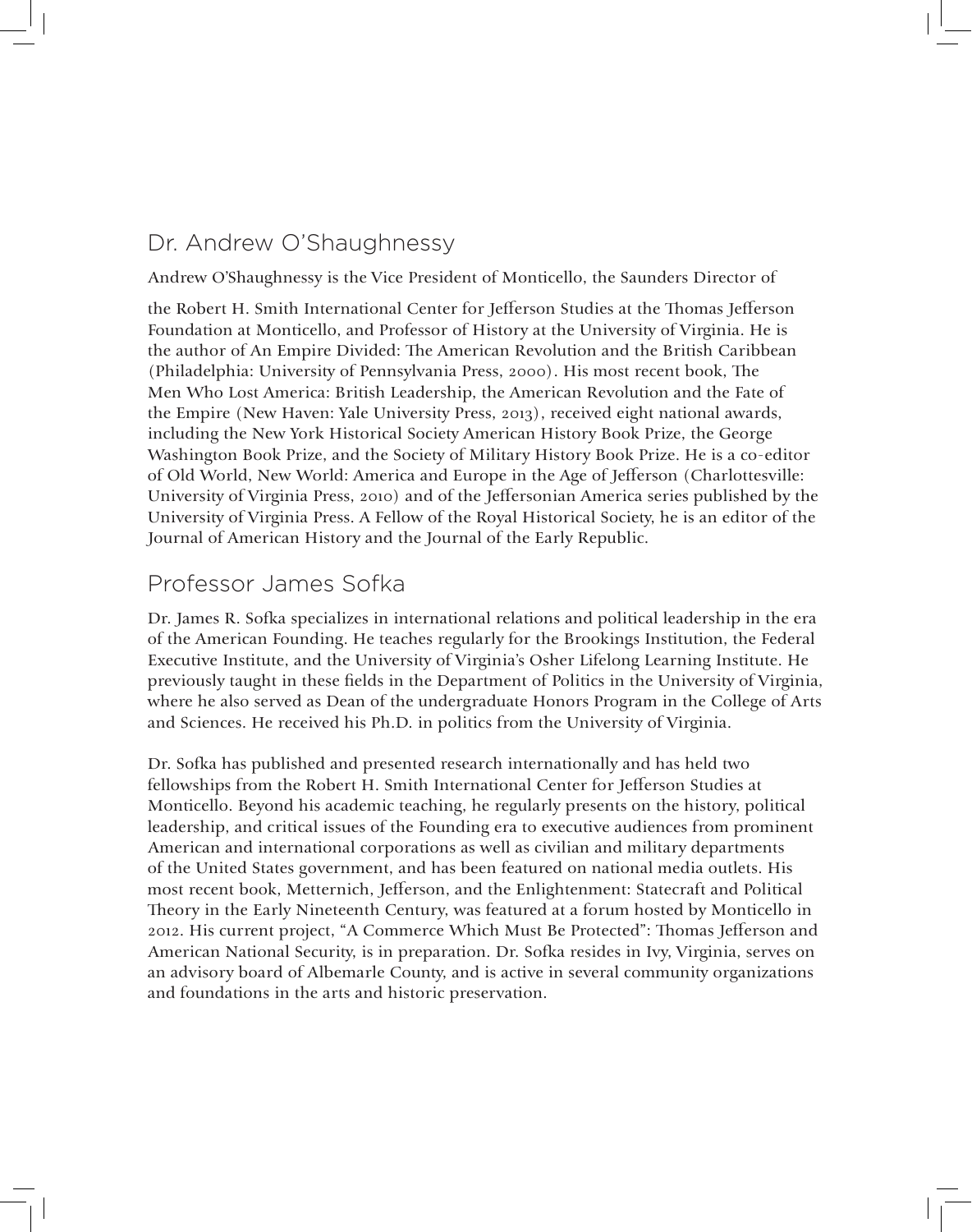## Dr. Andrew O'Shaughnessy

Andrew O'Shaughnessy is the Vice President of Monticello, the Saunders Director of

the Robert H. Smith International Center for Jefferson Studies at the Thomas Jefferson Foundation at Monticello, and Professor of History at the University of Virginia. He is the author of An Empire Divided: The American Revolution and the British Caribbean (Philadelphia: University of Pennsylvania Press, 2000). His most recent book, The Men Who Lost America: British Leadership, the American Revolution and the Fate of the Empire (New Haven: Yale University Press, 2013), received eight national awards, including the New York Historical Society American History Book Prize, the George Washington Book Prize, and the Society of Military History Book Prize. He is a co-editor of Old World, New World: America and Europe in the Age of Jefferson (Charlottesville: University of Virginia Press, 2010) and of the Jeffersonian America series published by the University of Virginia Press. A Fellow of the Royal Historical Society, he is an editor of the Journal of American History and the Journal of the Early Republic.

## Professor James Sofka

Dr. James R. Sofka specializes in international relations and political leadership in the era of the American Founding. He teaches regularly for the Brookings Institution, the Federal Executive Institute, and the University of Virginia's Osher Lifelong Learning Institute. He previously taught in these fields in the Department of Politics in the University of Virginia, where he also served as Dean of the undergraduate Honors Program in the College of Arts and Sciences. He received his Ph.D. in politics from the University of Virginia.

Dr. Sofka has published and presented research internationally and has held two fellowships from the Robert H. Smith International Center for Jefferson Studies at Monticello. Beyond his academic teaching, he regularly presents on the history, political leadership, and critical issues of the Founding era to executive audiences from prominent American and international corporations as well as civilian and military departments of the United States government, and has been featured on national media outlets. His most recent book, Metternich, Jefferson, and the Enlightenment: Statecraft and Political Theory in the Early Nineteenth Century, was featured at a forum hosted by Monticello in 2012. His current project, "A Commerce Which Must Be Protected": Thomas Jefferson and American National Security, is in preparation. Dr. Sofka resides in Ivy, Virginia, serves on an advisory board of Albemarle County, and is active in several community organizations and foundations in the arts and historic preservation.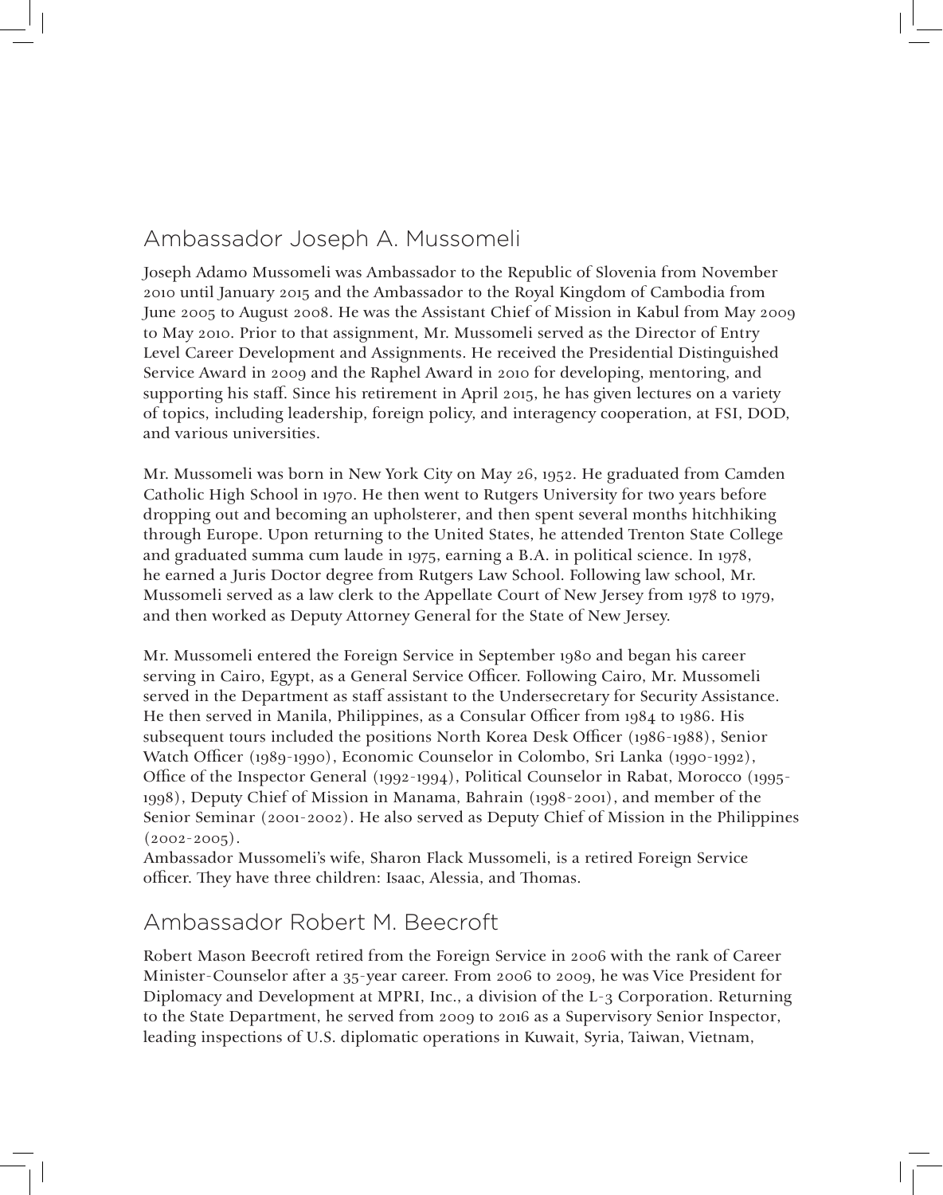## Ambassador Joseph A. Mussomeli

Joseph Adamo Mussomeli was Ambassador to the Republic of Slovenia from November 2010 until January 2015 and the Ambassador to the Royal Kingdom of Cambodia from June 2005 to August 2008. He was the Assistant Chief of Mission in Kabul from May 2009 to May 2010. Prior to that assignment, Mr. Mussomeli served as the Director of Entry Level Career Development and Assignments. He received the Presidential Distinguished Service Award in 2009 and the Raphel Award in 2010 for developing, mentoring, and supporting his staff. Since his retirement in April 2015, he has given lectures on a variety of topics, including leadership, foreign policy, and interagency cooperation, at FSI, DOD, and various universities.

Mr. Mussomeli was born in New York City on May 26, 1952. He graduated from Camden Catholic High School in 1970. He then went to Rutgers University for two years before dropping out and becoming an upholsterer, and then spent several months hitchhiking through Europe. Upon returning to the United States, he attended Trenton State College and graduated summa cum laude in 1975, earning a B.A. in political science. In 1978, he earned a Juris Doctor degree from Rutgers Law School. Following law school, Mr. Mussomeli served as a law clerk to the Appellate Court of New Jersey from 1978 to 1979, and then worked as Deputy Attorney General for the State of New Jersey.

Mr. Mussomeli entered the Foreign Service in September 1980 and began his career serving in Cairo, Egypt, as a General Service Officer. Following Cairo, Mr. Mussomeli served in the Department as staff assistant to the Undersecretary for Security Assistance. He then served in Manila, Philippines, as a Consular Officer from 1984 to 1986. His subsequent tours included the positions North Korea Desk Officer (1986-1988), Senior Watch Officer (1989-1990), Economic Counselor in Colombo, Sri Lanka (1990-1992), Office of the Inspector General (1992-1994), Political Counselor in Rabat, Morocco (1995-1998), Deputy Chief of Mission in Manama, Bahrain (1998-2001), and member of the Senior Seminar (2001-2002). He also served as Deputy Chief of Mission in the Philippines (2002-2005).

Ambassador Mussomeli's wife, Sharon Flack Mussomeli, is a retired Foreign Service officer. They have three children: Isaac, Alessia, and Thomas.

## Ambassador Robert M. Beecroft

Robert Mason Beecroft retired from the Foreign Service in 2006 with the rank of Career Minister-Counselor after a 35-year career. From 2006 to 2009, he was Vice President for Diplomacy and Development at MPRI, Inc., a division of the L-3 Corporation. Returning to the State Department, he served from 2009 to 2016 as a Supervisory Senior Inspector, leading inspections of U.S. diplomatic operations in Kuwait, Syria, Taiwan, Vietnam,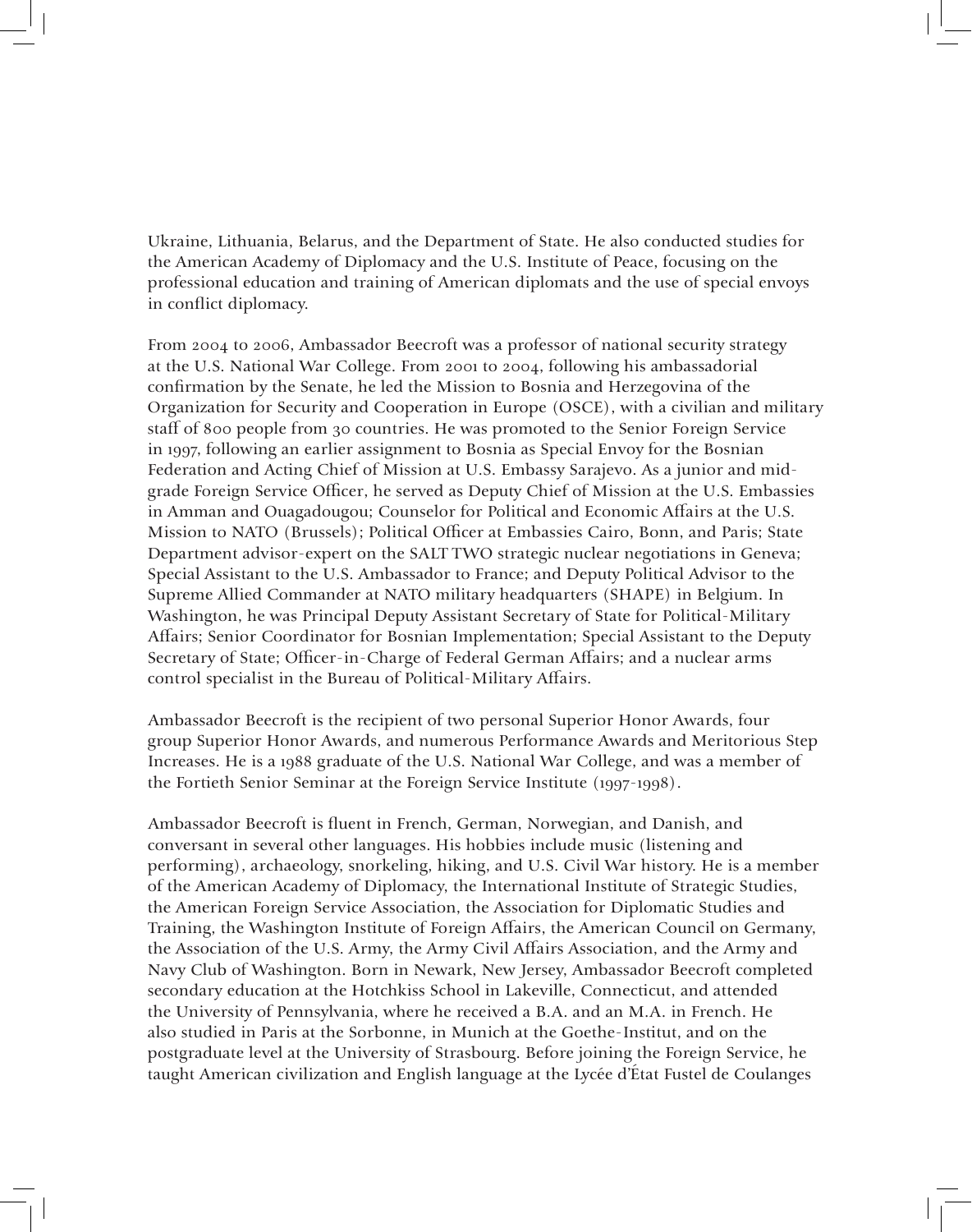Ukraine, Lithuania, Belarus, and the Department of State. He also conducted studies for the American Academy of Diplomacy and the U.S. Institute of Peace, focusing on the professional education and training of American diplomats and the use of special envoys in conflict diplomacy.

From 2004 to 2006, Ambassador Beecroft was a professor of national security strategy at the U.S. National War College. From 2001 to 2004, following his ambassadorial confirmation by the Senate, he led the Mission to Bosnia and Herzegovina of the Organization for Security and Cooperation in Europe (OSCE), with a civilian and military staff of 800 people from 30 countries. He was promoted to the Senior Foreign Service in 1997, following an earlier assignment to Bosnia as Special Envoy for the Bosnian Federation and Acting Chief of Mission at U.S. Embassy Sarajevo. As a junior and mid-grade Foreign Service Officer, he served as Deputy Chief of Mission at the U.S. Embassies in Amman and Ouagadougou; Counselor for Political and Economic Affairs at the U.S. Mission to NATO (Brussels); Political Officer at Embassies Cairo, Bonn, and Paris; State Department advisor-expert on the SALT TWO strategic nuclear negotiations in Geneva; Special Assistant to the U.S. Ambassador to France; and Deputy Political Advisor to the Supreme Allied Commander at NATO military headquarters (SHAPE) in Belgium. In Washington, he was Principal Deputy Assistant Secretary of State for Political-Military Affairs; Senior Coordinator for Bosnian Implementation; Special Assistant to the Deputy Secretary of State; Officer-in-Charge of Federal German Affairs; and a nuclear arms control specialist in the Bureau of Political-Military Affairs.

Ambassador Beecroft is the recipient of two personal Superior Honor Awards, four group Superior Honor Awards, and numerous Performance Awards and Meritorious Step Increases. He is a 1988 graduate of the U.S. National War College, and was a member of the Fortieth Senior Seminar at the Foreign Service Institute (1997-1998).

Ambassador Beecroft is fluent in French, German, Norwegian, and Danish, and conversant in several other languages. His hobbies include music (listening and performing), archaeology, snorkeling, hiking, and U.S. Civil War history. He is a member of the American Academy of Diplomacy, the International Institute of Strategic Studies, the American Foreign Service Association, the Association for Diplomatic Studies and Training, the Washington Institute of Foreign Affairs, the American Council on Germany, the Association of the U.S. Army, the Army Civil Affairs Association, and the Army and Navy Club of Washington. Born in Newark, New Jersey, Ambassador Beecroft completed secondary education at the Hotchkiss School in Lakeville, Connecticut, and attended the University of Pennsylvania, where he received a B.A. and an M.A. in French. He also studied in Paris at the Sorbonne, in Munich at the Goethe-Institut, and on the postgraduate level at the University of Strasbourg. Before joining the Foreign Service, he taught American civilization and English language at the Lycée d'État Fustel de Coulanges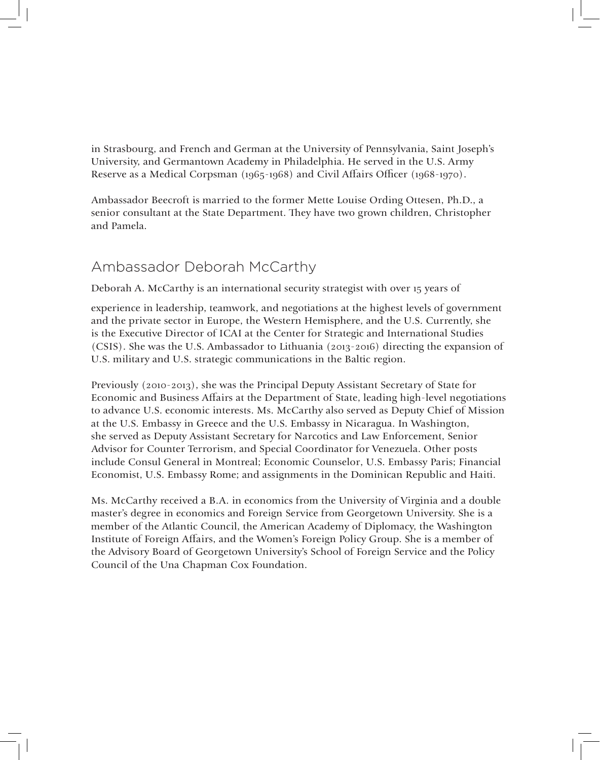in Strasbourg, and French and German at the University of Pennsylvania, Saint Joseph's University, and Germantown Academy in Philadelphia. He served in the U.S. Army Reserve as a Medical Corpsman (1965-1968) and Civil Affairs Officer (1968-1970).

Ambassador Beecroft is married to the former Mette Louise Ording Ottesen, Ph.D., a senior consultant at the State Department. They have two grown children, Christopher and Pamela.

## Ambassador Deborah McCarthy

Deborah A. McCarthy is an international security strategist with over 15 years of

experience in leadership, teamwork, and negotiations at the highest levels of government and the private sector in Europe, the Western Hemisphere, and the U.S. Currently, she is the Executive Director of ICAI at the Center for Strategic and International Studies (CSIS). She was the U.S. Ambassador to Lithuania (2013-2016) directing the expansion of U.S. military and U.S. strategic communications in the Baltic region.

Previously (2010-2013), she was the Principal Deputy Assistant Secretary of State for Economic and Business Affairs at the Department of State, leading high-level negotiations to advance U.S. economic interests. Ms. McCarthy also served as Deputy Chief of Mission at the U.S. Embassy in Greece and the U.S. Embassy in Nicaragua. In Washington, she served as Deputy Assistant Secretary for Narcotics and Law Enforcement, Senior Advisor for Counter Terrorism, and Special Coordinator for Venezuela. Other posts include Consul General in Montreal; Economic Counselor, U.S. Embassy Paris; Financial Economist, U.S. Embassy Rome; and assignments in the Dominican Republic and Haiti.

Ms. McCarthy received a B.A. in economics from the University of Virginia and a double master's degree in economics and Foreign Service from Georgetown University. She is a member of the Atlantic Council, the American Academy of Diplomacy, the Washington Institute of Foreign Affairs, and the Women's Foreign Policy Group. She is a member of the Advisory Board of Georgetown University's School of Foreign Service and the Policy Council of the Una Chapman Cox Foundation.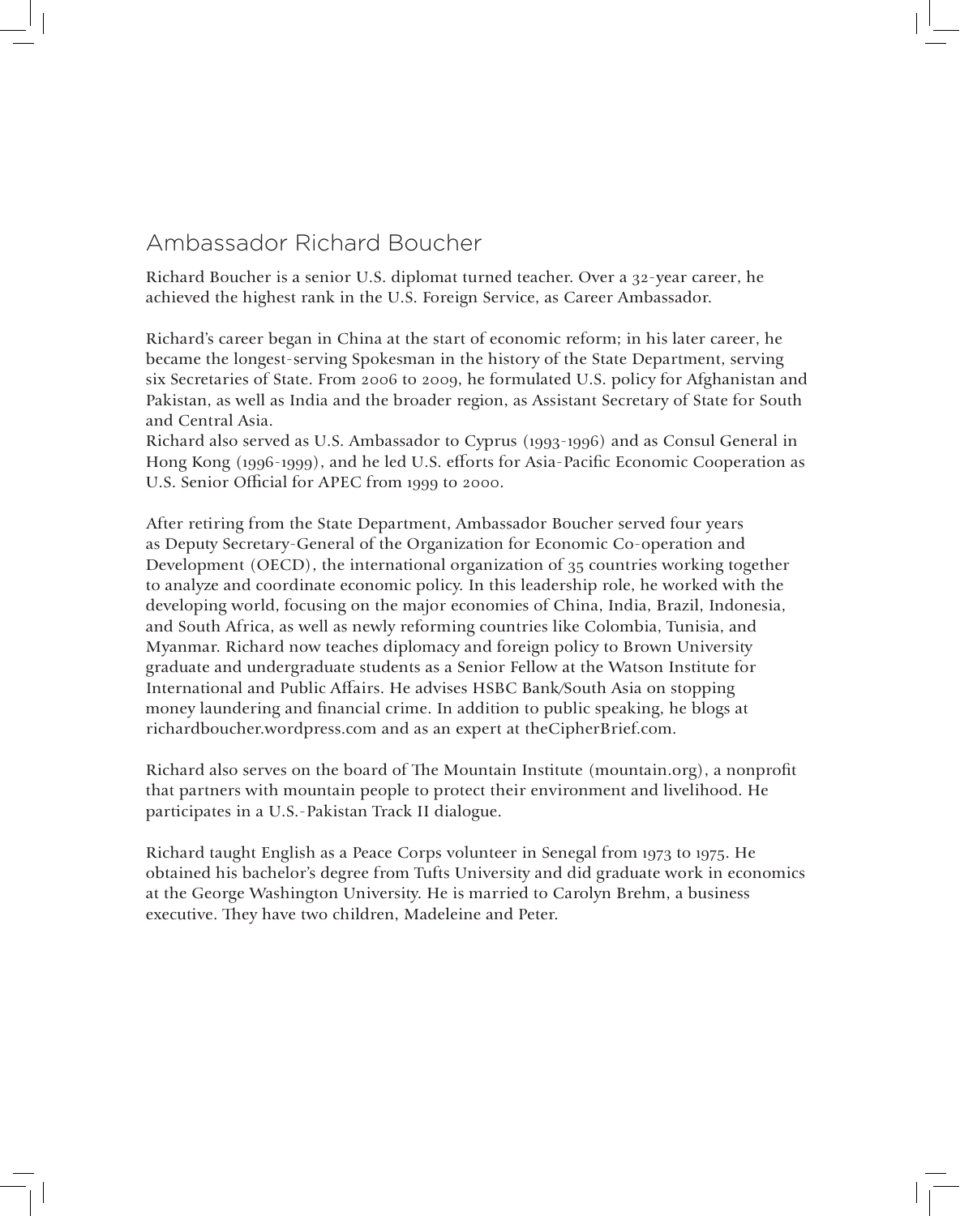## Ambassador Richard Boucher

Richard Boucher is a senior U.S. diplomat turned teacher. Over a 32-year career, he achieved the highest rank in the U.S. Foreign Service, as Career Ambassador.

Richard's career began in China at the start of economic reform; in his later career, he became the longest-serving Spokesman in the history of the State Department, serving six Secretaries of State. From 2006 to 2009, he formulated U.S. policy for Afghanistan and Pakistan, as well as India and the broader region, as Assistant Secretary of State for South and Central Asia.
Richard also served as U.S. Ambassador to Cyprus (1993-1996) and as Consul General in Hong Kong (1996-1999), and he led U.S. efforts for Asia-Pacific Economic Cooperation as U.S. Senior Official for APEC from 1999 to 2000.

After retiring from the State Department, Ambassador Boucher served four years as Deputy Secretary-General of the Organization for Economic Co-operation and Development (OECD), the international organization of 35 countries working together to analyze and coordinate economic policy. In this leadership role, he worked with the developing world, focusing on the major economies of China, India, Brazil, Indonesia, and South Africa, as well as newly reforming countries like Colombia, Tunisia, and Myanmar. Richard now teaches diplomacy and foreign policy to Brown University graduate and undergraduate students as a Senior Fellow at the Watson Institute for International and Public Affairs. He advises HSBC Bank/South Asia on stopping money laundering and financial crime. In addition to public speaking, he blogs at richardboucher.wordpress.com and as an expert at theCipherBrief.com.

Richard also serves on the board of The Mountain Institute (mountain.org), a nonprofit that partners with mountain people to protect their environment and livelihood. He participates in a U.S.-Pakistan Track II dialogue.

Richard taught English as a Peace Corps volunteer in Senegal from 1973 to 1975. He obtained his bachelor's degree from Tufts University and did graduate work in economics at the George Washington University. He is married to Carolyn Brehm, a business executive. They have two children, Madeleine and Peter.